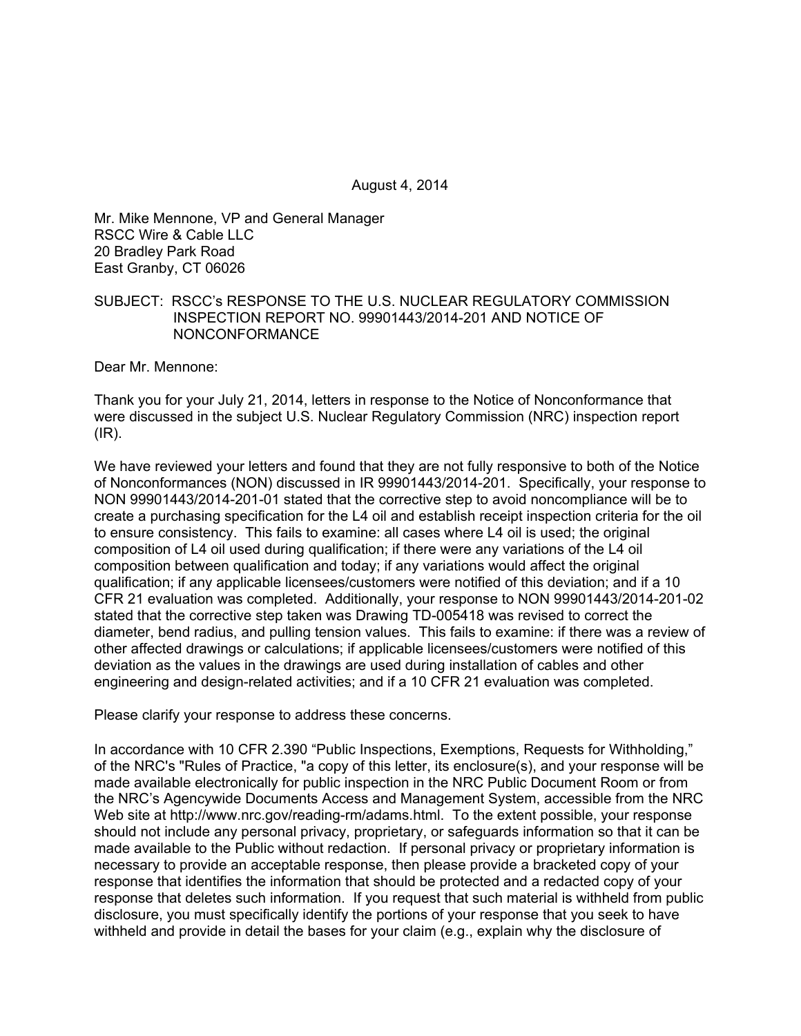August 4, 2014

Mr. Mike Mennone, VP and General Manager
RSCC Wire & Cable LLC
20 Bradley Park Road
East Granby, CT 06026

SUBJECT: RSCC's RESPONSE TO THE U.S. NUCLEAR REGULATORY COMMISSION INSPECTION REPORT NO. 99901443/2014-201 AND NOTICE OF NONCONFORMANCE

Dear Mr. Mennone:

Thank you for your July 21, 2014, letters in response to the Notice of Nonconformance that were discussed in the subject U.S. Nuclear Regulatory Commission (NRC) inspection report (IR).

We have reviewed your letters and found that they are not fully responsive to both of the Notice of Nonconformances (NON) discussed in IR 99901443/2014-201. Specifically, your response to NON 99901443/2014-201-01 stated that the corrective step to avoid noncompliance will be to create a purchasing specification for the L4 oil and establish receipt inspection criteria for the oil to ensure consistency. This fails to examine: all cases where L4 oil is used; the original composition of L4 oil used during qualification; if there were any variations of the L4 oil composition between qualification and today; if any variations would affect the original qualification; if any applicable licensees/customers were notified of this deviation; and if a 10 CFR 21 evaluation was completed. Additionally, your response to NON 99901443/2014-201-02 stated that the corrective step taken was Drawing TD-005418 was revised to correct the diameter, bend radius, and pulling tension values. This fails to examine: if there was a review of other affected drawings or calculations; if applicable licensees/customers were notified of this deviation as the values in the drawings are used during installation of cables and other engineering and design-related activities; and if a 10 CFR 21 evaluation was completed.

Please clarify your response to address these concerns.

In accordance with 10 CFR 2.390 "Public Inspections, Exemptions, Requests for Withholding," of the NRC's "Rules of Practice, "a copy of this letter, its enclosure(s), and your response will be made available electronically for public inspection in the NRC Public Document Room or from the NRC's Agencywide Documents Access and Management System, accessible from the NRC Web site at http://www.nrc.gov/reading-rm/adams.html. To the extent possible, your response should not include any personal privacy, proprietary, or safeguards information so that it can be made available to the Public without redaction. If personal privacy or proprietary information is necessary to provide an acceptable response, then please provide a bracketed copy of your response that identifies the information that should be protected and a redacted copy of your response that deletes such information. If you request that such material is withheld from public disclosure, you must specifically identify the portions of your response that you seek to have withheld and provide in detail the bases for your claim (e.g., explain why the disclosure of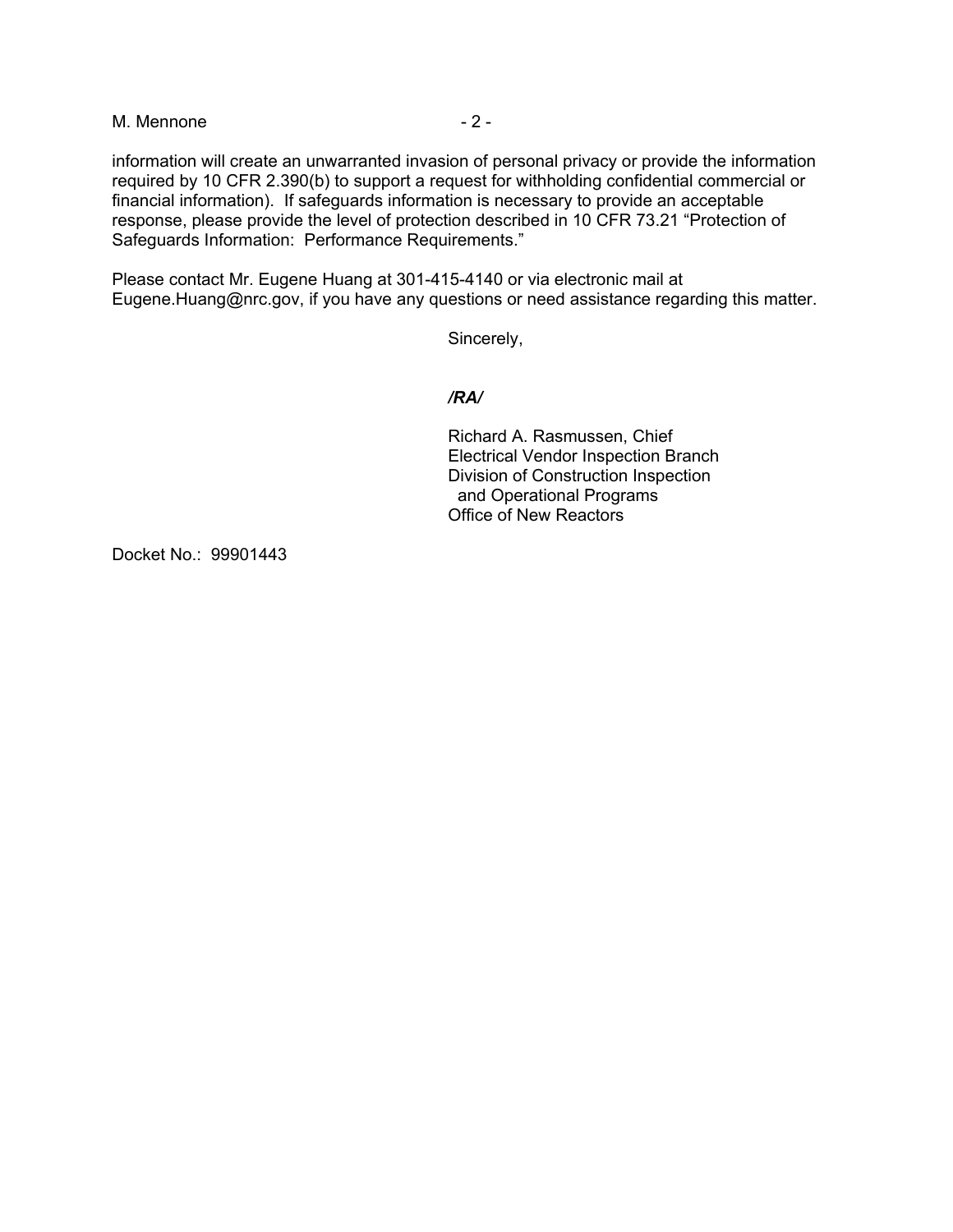information will create an unwarranted invasion of personal privacy or provide the information required by 10 CFR 2.390(b) to support a request for withholding confidential commercial or financial information). If safeguards information is necessary to provide an acceptable response, please provide the level of protection described in 10 CFR 73.21 "Protection of Safeguards Information: Performance Requirements."

Please contact Mr. Eugene Huang at 301-415-4140 or via electronic mail at Eugene.Huang@nrc.gov, if you have any questions or need assistance regarding this matter.

Sincerely,

*/RA/*

Richard A. Rasmussen, Chief
Electrical Vendor Inspection Branch
Division of Construction Inspection
and Operational Programs
Office of New Reactors

Docket No.: 99901443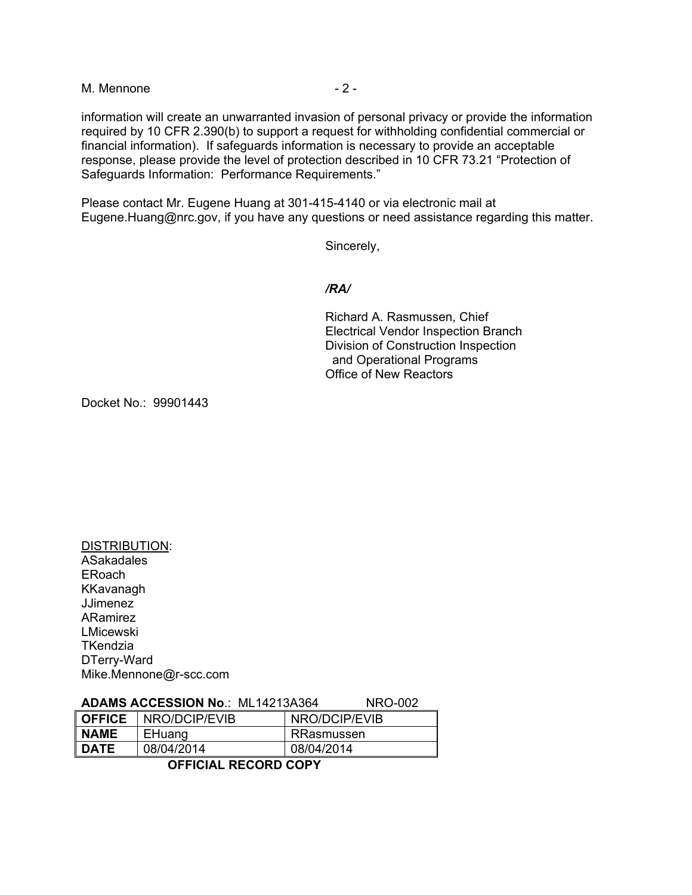information will create an unwarranted invasion of personal privacy or provide the information required by 10 CFR 2.390(b) to support a request for withholding confidential commercial or financial information). If safeguards information is necessary to provide an acceptable response, please provide the level of protection described in 10 CFR 73.21 "Protection of Safeguards Information: Performance Requirements."

Please contact Mr. Eugene Huang at 301-415-4140 or via electronic mail at Eugene.Huang@nrc.gov, if you have any questions or need assistance regarding this matter.

Sincerely,

*/RA/*

Richard A. Rasmussen, Chief
Electrical Vendor Inspection Branch
Division of Construction Inspection
and Operational Programs
Office of New Reactors

Docket No.: 99901443

DISTRIBUTION:
ASakadales
ERoach
KKavanagh
JJimenez
ARamirez
LMicewski
TKendzia
DTerry-Ward
Mike.Mennone@r-scc.com

**ADAMS ACCESSION No**.: ML14213A364 NRO-002

| **OFFICE** | NRO/DCIP/EVIB | NRO/DCIP/EVIB |
|---|---|---|
| **NAME** | EHuang | RRasmussen |
| **DATE** | 08/04/2014 | 08/04/2014 |

**OFFICIAL RECORD COPY**